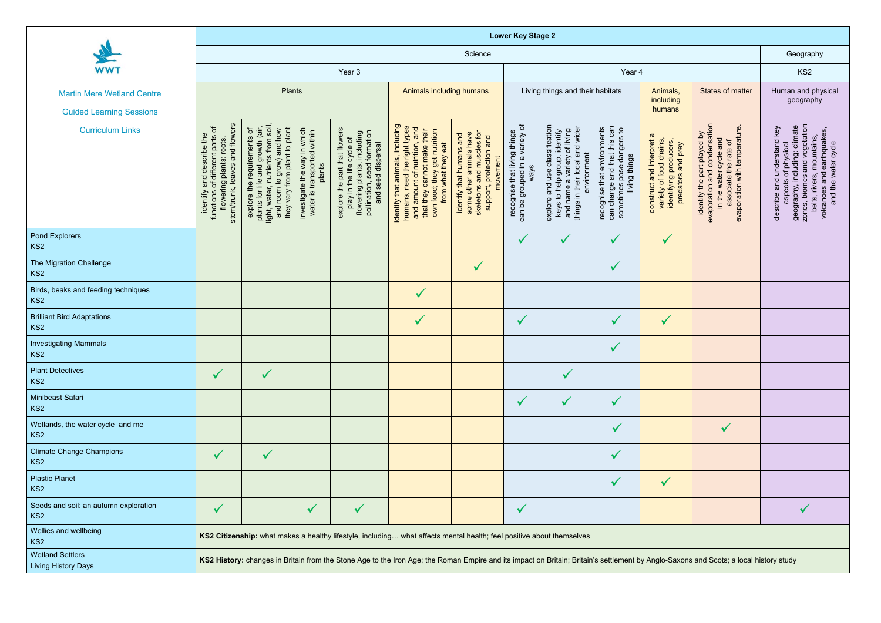| WWT<br>Martin Mere Wetland Centre<br>Guided Learning Sessions<br>Curriculum Links | **Lower Key Stage 2** | | | | | | | | | | | |
|---|---|---|---|---|---|---|---|---|---|---|---|---|
| | Science | | | | | | | | | | | Geography |
| | Year 3 | | | | | | Year 4 | | | | | KS2 |
| | Plants | | | | Animals including humans | | Living things and their habitats | | | Animals, including humans | States of matter | Human and physical geography |
| | identify and describe the functions of different parts of flowering plants: roots, stem/trunk, leaves and flowers | explore the requirements of plants for life and growth (air, light, water, nutrients from soil, and room to grow) and how they vary from plant to plant | investigate the way in which water is transported within plants | explore the part that flowers play in the life cycle of flowering plants, including pollination, seed formation and seed dispersal | identify that animals, including humans, need the right types and amount of nutrition, and that they cannot make their own food; they get nutrition from what they eat | identify that humans and some other animals have skeletons and muscles for support, protection and movement | recognise that living things can be grouped in a variety of ways | explore and use classification keys to help group, identify and name a variety of living things in their local and wider environment | recognise that environments can change and that this can sometimes pose dangers to living things | construct and interpret a variety of food chains, identifying producers, predators and prey | identify the part played by evaporation and condensation in the water cycle and associate the rate of evaporation with temperature. | describe and understand key aspects of physical geography, including: climate zones, biomes and vegetation belts, rivers, mountains, volcanoes and earthquakes, and the water cycle |
| Pond Explorers<br>KS2 | | | | | | | ✓ | ✓ | ✓ | ✓ | | |
| The Migration Challenge<br>KS2 | | | | | | ✓ | | | ✓ | | | |
| Birds, beaks and feeding techniques<br>KS2 | | | | | ✓ | | | | | | | |
| Brilliant Bird Adaptations<br>KS2 | | | | | ✓ | | ✓ | | ✓ | ✓ | | |
| Investigating Mammals<br>KS2 | | | | | | | | | ✓ | | | |
| Plant Detectives<br>KS2 | ✓ | ✓ | | | | | | ✓ | | | | |
| Minibeast Safari<br>KS2 | | | | | | | ✓ | ✓ | ✓ | | | |
| Wetlands, the water cycle and me<br>KS2 | | | | | | | | | ✓ | | ✓ | |
| Climate Change Champions<br>KS2 | ✓ | ✓ | | | | | | | ✓ | | | |
| Plastic Planet<br>KS2 | | | | | | | | | ✓ | ✓ | | |
| Seeds and soil: an autumn exploration<br>KS2 | ✓ | | ✓ | ✓ | | | ✓ | | | | | ✓ |
| Wellies and wellbeing<br>KS2 | **KS2 Citizenship:** what makes a healthy lifestyle, including… what affects mental health; feel positive about themselves | | | | | | | | | | | |
| Wetland Settlers<br>Living History Days | **KS2 History:** changes in Britain from the Stone Age to the Iron Age; the Roman Empire and its impact on Britain; Britain's settlement by Anglo-Saxons and Scots; a local history study | | | | | | | | | | | |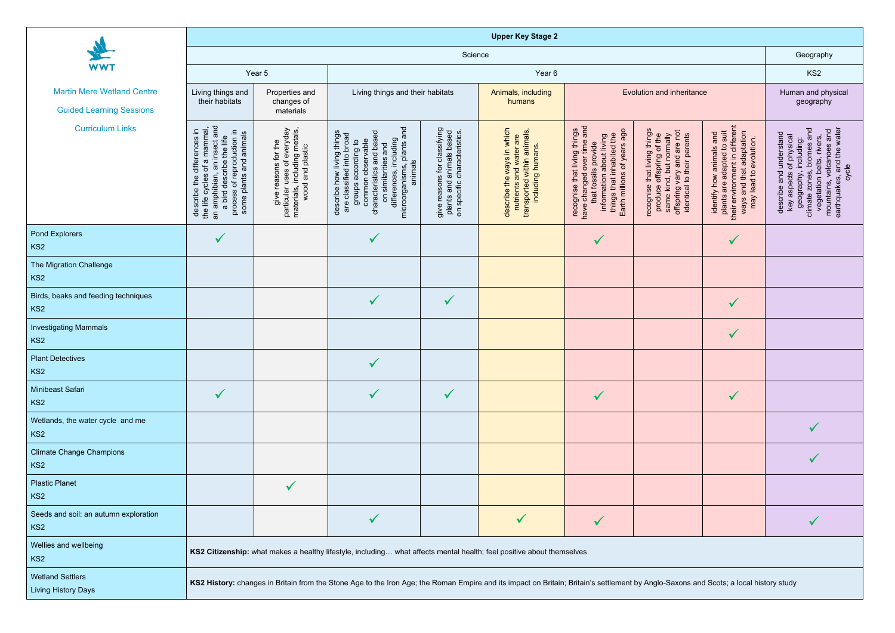| Martin Mere Wetland Centre Guided Learning Sessions Curriculum Links | Upper Key Stage 2 | | | | | | | | | |
|---|---|---|---|---|---|---|---|---|---|---|
| | Science | | | | | | | | | Geography |
| | Year 5 | | Year 6 | | | | | | | KS2 |
| | Living things and their habitats | Properties and changes of materials | Living things and their habitats | | Animals, including humans | Evolution and inheritance | | | | Human and physical geography |
| | describe the differences in the life cycles of a mammal, an amphibian, an insect and a bird describe the life process of reproduction in some plants and animals | give reasons for the particular uses of everyday materials, including metals, wood and plastic | describe how living things are classified into broad groups according to common observable characteristics and based on similarities and differences, including microorganisms, plants and animals | give reasons for classifying plants and animals based on specific characteristics. | describe the ways in which nutrients and water are transported within animals, including humans. | recognise that living things have changed over time and that fossils provide information about living things that inhabited the Earth millions of years ago | recognise that living things produce offspring of the same kind, but normally offspring vary and are not identical to their parents | identify how animals and plants are adapted to suit their environment in different ways and that adaptation may lead to evolution. | | describe and understand key aspects of physical geography, including: climate zones, biomes and vegetation belts, rivers, mountains, volcanoes and earthquakes, and the water cycle |
| Pond Explorers KS2 | ✓ | | ✓ | | | ✓ | | ✓ | | |
| The Migration Challenge KS2 | | | | | | | | | | |
| Birds, beaks and feeding techniques KS2 | | | ✓ | ✓ | | | | ✓ | | |
| Investigating Mammals KS2 | | | | | | | | ✓ | | |
| Plant Detectives KS2 | | | ✓ | | | | | | | |
| Minibeast Safari KS2 | ✓ | | ✓ | ✓ | | ✓ | | ✓ | | |
| Wetlands, the water cycle and me KS2 | | | | | | | | | | ✓ |
| Climate Change Champions KS2 | | | | | | | | | | ✓ |
| Plastic Planet KS2 | | ✓ | | | | | | | | |
| Seeds and soil: an autumn exploration KS2 | | | ✓ | | ✓ | ✓ | | | | ✓ |
| Wellies and wellbeing KS2 | **KS2 Citizenship:** what makes a healthy lifestyle, including… what affects mental health; feel positive about themselves | | | | | | | | | |
| Wetland Settlers Living History Days | **KS2 History:** changes in Britain from the Stone Age to the Iron Age; the Roman Empire and its impact on Britain; Britain's settlement by Anglo-Saxons and Scots; a local history study | | | | | | | | | |